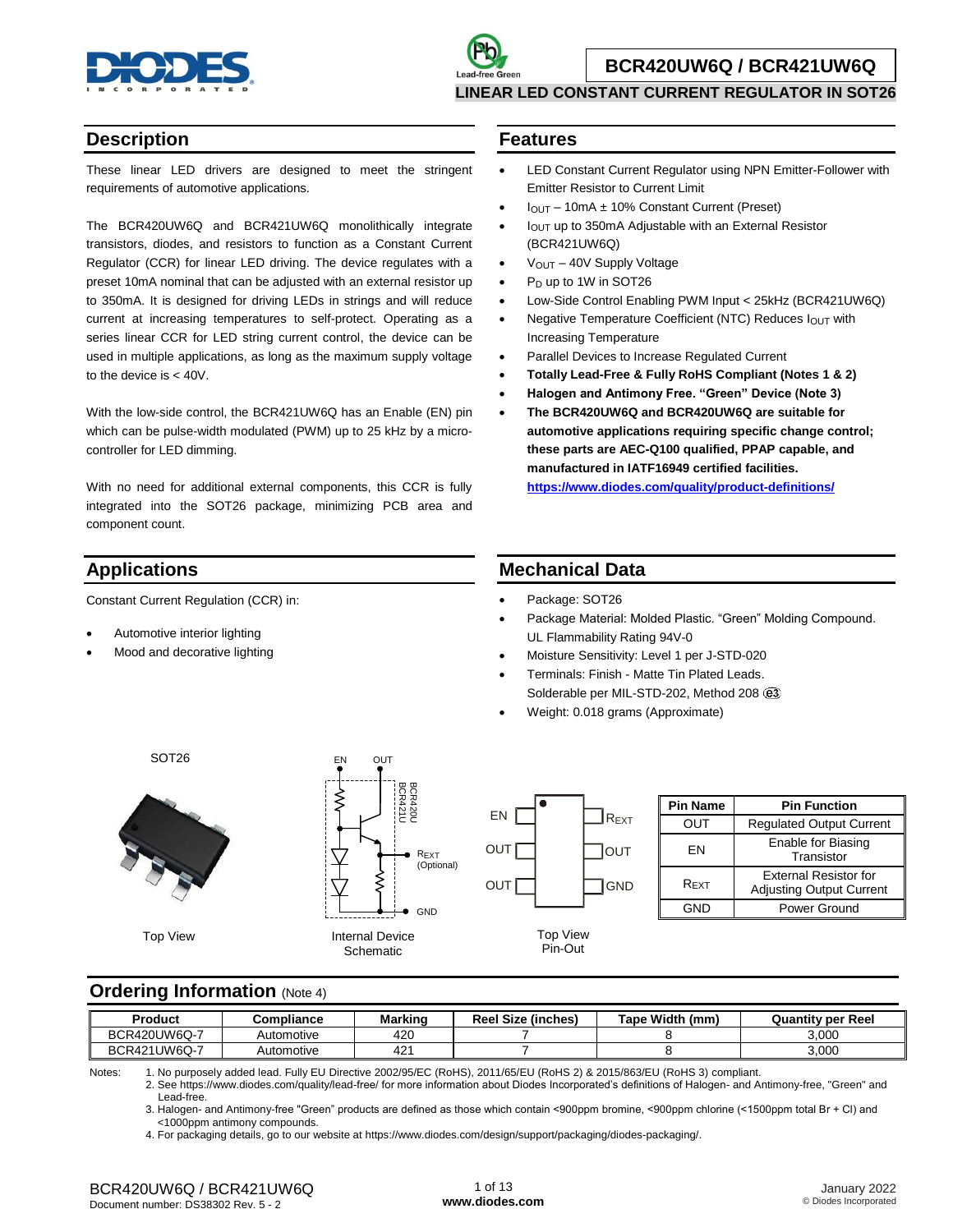# BCR420UW6Q / BCR421UW6Q

**LINEAR LED CONSTANT CURRENT REGULATOR IN SOT26**

## Description

These linear LED drivers are designed to meet the stringent requirements of automotive applications.

The BCR420UW6Q and BCR421UW6Q monolithically integrate transistors, diodes, and resistors to function as a Constant Current Regulator (CCR) for linear LED driving. The device regulates with a preset 10mA nominal that can be adjusted with an external resistor up to 350mA. It is designed for driving LEDs in strings and will reduce current at increasing temperatures to self-protect. Operating as a series linear CCR for LED string current control, the device can be used in multiple applications, as long as the maximum supply voltage to the device is < 40V.

With the low-side control, the BCR421UW6Q has an Enable (EN) pin which can be pulse-width modulated (PWM) up to 25 kHz by a micro-controller for LED dimming.

With no need for additional external components, this CCR is fully integrated into the SOT26 package, minimizing PCB area and component count.

## Features

- LED Constant Current Regulator using NPN Emitter-Follower with Emitter Resistor to Current Limit
- $I_{OUT}$ – 10mA ± 10% Constant Current (Preset)
- $I_{OUT}$ up to 350mA Adjustable with an External Resistor (BCR421UW6Q)
- $V_{OUT}$ – 40V Supply Voltage
- $P_D$ up to 1W in SOT26
- Low-Side Control Enabling PWM Input < 25kHz (BCR421UW6Q)
- Negative Temperature Coefficient (NTC) Reduces $I_{OUT}$ with Increasing Temperature
- Parallel Devices to Increase Regulated Current
- **Totally Lead-Free & Fully RoHS Compliant (Notes 1 & 2)**
- **Halogen and Antimony Free. "Green" Device (Note 3)**
- **The BCR420UW6Q and BCR420UW6Q are suitable for automotive applications requiring specific change control; these parts are AEC-Q100 qualified, PPAP capable, and manufactured in IATF16949 certified facilities.** https://www.diodes.com/quality/product-definitions/

## Applications

Constant Current Regulation (CCR) in:

- Automotive interior lighting
- Mood and decorative lighting

## Mechanical Data

- Package: SOT26
- Package Material: Molded Plastic. "Green" Molding Compound. UL Flammability Rating 94V-0
- Moisture Sensitivity: Level 1 per J-STD-020
- Terminals: Finish - Matte Tin Plated Leads. Solderable per MIL-STD-202, Method 208 (e3)
- Weight: 0.018 grams (Approximate)

SOT26

Top View

EN OUT

BCR420U BCR421U

$R_{EXT}$ (Optional)

GND

Internal Device Schematic

EN, OUT, OUT, $R_{EXT}$, OUT, GND

Top View Pin-Out

| Pin Name | Pin Function |
|---|---|
| OUT | Regulated Output Current |
| EN | Enable for Biasing Transistor |
| $R_{EXT}$ | External Resistor for Adjusting Output Current |
| GND | Power Ground |

## Ordering Information (Note 4)

| Product | Compliance | Marking | Reel Size (inches) | Tape Width (mm) | Quantity per Reel |
|---|---|---|---|---|---|
| BCR420UW6Q-7 | Automotive | 420 | 7 | 8 | 3,000 |
| BCR421UW6Q-7 | Automotive | 421 | 7 | 8 | 3,000 |

Notes:
1. No purposely added lead. Fully EU Directive 2002/95/EC (RoHS), 2011/65/EU (RoHS 2) & 2015/863/EU (RoHS 3) compliant.
2. See https://www.diodes.com/quality/lead-free/ for more information about Diodes Incorporated's definitions of Halogen- and Antimony-free, "Green" and Lead-free.
3. Halogen- and Antimony-free "Green" products are defined as those which contain <900ppm bromine, <900ppm chlorine (<1500ppm total Br + Cl) and <1000ppm antimony compounds.
4. For packaging details, go to our website at https://www.diodes.com/design/support/packaging/diodes-packaging/.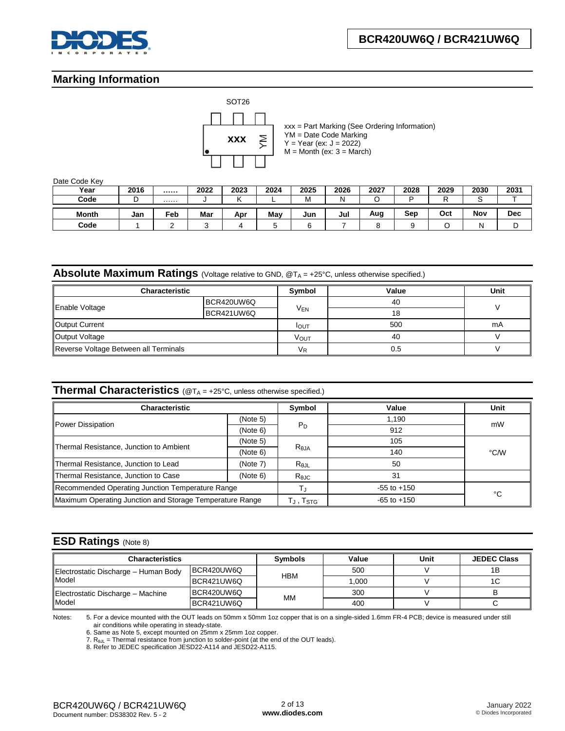## Marking Information

SOT26

xxx YM

xxx = Part Marking (See Ordering Information)
YM = Date Code Marking
Y = Year (ex: J = 2022)
M = Month (ex: 3 = March)

Date Code Key

| Year | 2016 | …… | 2022 | 2023 | 2024 | 2025 | 2026 | 2027 | 2028 | 2029 | 2030 | 2031 |
|---|---|---|---|---|---|---|---|---|---|---|---|---|
| Code | D | …… | J | K | L | M | N | O | P | R | S | T |

| Month | Jan | Feb | Mar | Apr | May | Jun | Jul | Aug | Sep | Oct | Nov | Dec |
|---|---|---|---|---|---|---|---|---|---|---|---|---|
| Code | 1 | 2 | 3 | 4 | 5 | 6 | 7 | 8 | 9 | O | N | D |

## Absolute Maximum Ratings (Voltage relative to GND, @$T_A$ = +25°C, unless otherwise specified.)

| Characteristic | | Symbol | Value | Unit |
|---|---|---|---|---|
| Enable Voltage | BCR420UW6Q | $V_{EN}$ | 40 | V |
| | BCR421UW6Q | | 18 | |
| Output Current | | $I_{OUT}$ | 500 | mA |
| Output Voltage | | $V_{OUT}$ | 40 | V |
| Reverse Voltage Between all Terminals | | $V_R$ | 0.5 | V |

## Thermal Characteristics (@$T_A$ = +25°C, unless otherwise specified.)

| Characteristic | | Symbol | Value | Unit |
|---|---|---|---|---|
| Power Dissipation | (Note 5) | $P_D$ | 1,190 | mW |
| | (Note 6) | | 912 | |
| Thermal Resistance, Junction to Ambient | (Note 5) | $R_{\theta JA}$ | 105 | °C/W |
| | (Note 6) | | 140 | |
| Thermal Resistance, Junction to Lead | (Note 7) | $R_{\theta JL}$ | 50 | |
| Thermal Resistance, Junction to Case | (Note 6) | $R_{\theta JC}$ | 31 | |
| Recommended Operating Junction Temperature Range | | $T_J$ | -55 to +150 | °C |
| Maximum Operating Junction and Storage Temperature Range | | $T_J$ , $T_{STG}$ | -65 to +150 | |

## ESD Ratings (Note 8)

| Characteristics | | Symbols | Value | Unit | JEDEC Class |
|---|---|---|---|---|---|
| Electrostatic Discharge – Human Body Model | BCR420UW6Q | HBM | 500 | V | 1B |
| | BCR421UW6Q | | 1,000 | V | 1C |
| Electrostatic Discharge – Machine Model | BCR420UW6Q | MM | 300 | V | B |
| | BCR421UW6Q | | 400 | V | C |

Notes:
5. For a device mounted with the OUT leads on 50mm x 50mm 1oz copper that is on a single-sided 1.6mm FR-4 PCB; device is measured under still air conditions while operating in steady-state.
6. Same as Note 5, except mounted on 25mm x 25mm 1oz copper.
7. $R_{\theta JL}$ = Thermal resistance from junction to solder-point (at the end of the OUT leads).
8. Refer to JEDEC specification JESD22-A114 and JESD22-A115.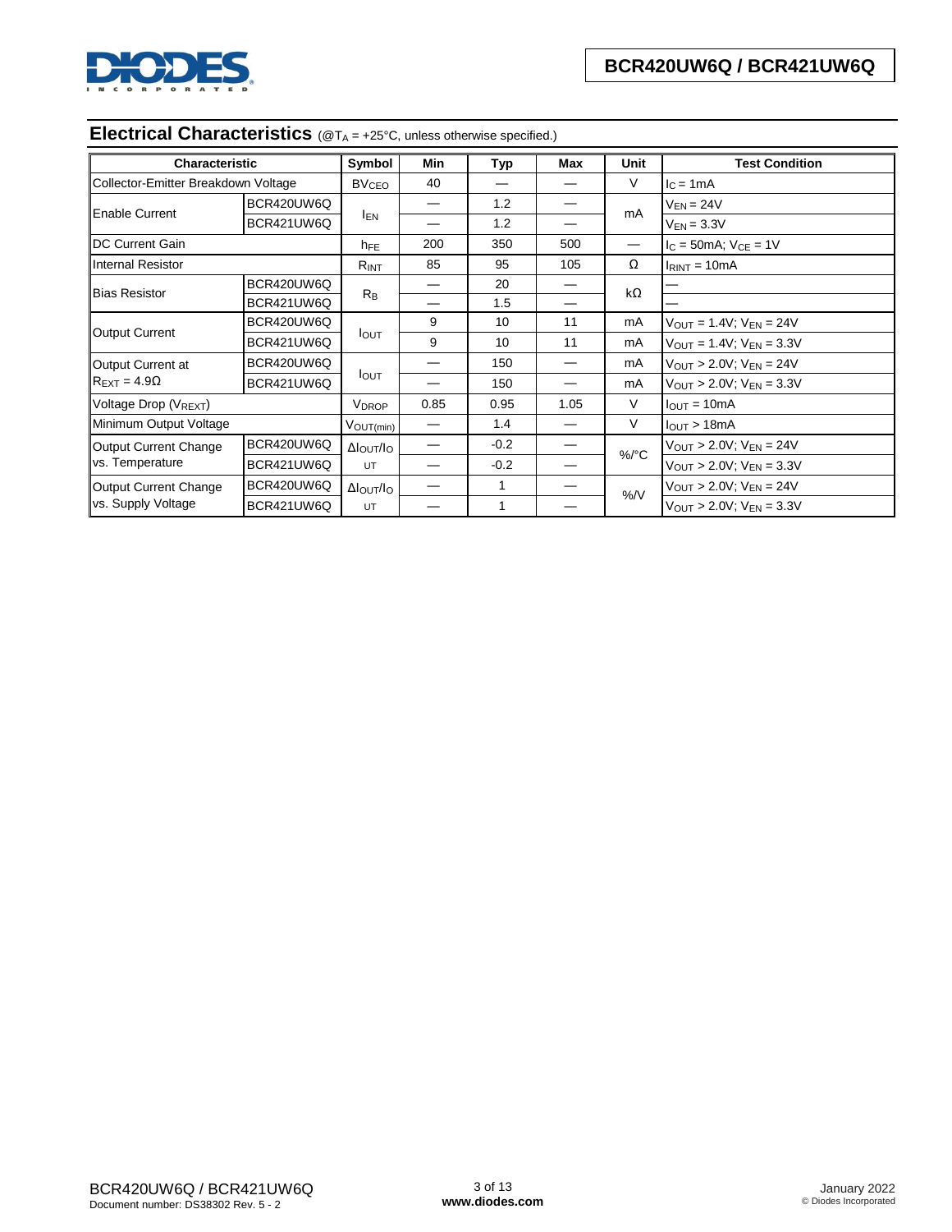## Electrical Characteristics (@$T_A$ = +25°C, unless otherwise specified.)

| Characteristic | | Symbol | Min | Typ | Max | Unit | Test Condition |
|---|---|---|---|---|---|---|---|
| Collector-Emitter Breakdown Voltage | | $BV_{CEO}$ | 40 | — | — | V | $I_C$ = 1mA |
| Enable Current | BCR420UW6Q | $I_{EN}$ | — | 1.2 | — | mA | $V_{EN}$ = 24V |
| | BCR421UW6Q | | — | 1.2 | — | | $V_{EN}$ = 3.3V |
| DC Current Gain | | $h_{FE}$ | 200 | 350 | 500 | — | $I_C$ = 50mA; $V_{CE}$ = 1V |
| Internal Resistor | | $R_{INT}$ | 85 | 95 | 105 | Ω | $I_{RINT}$ = 10mA |
| Bias Resistor | BCR420UW6Q | $R_B$ | — | 20 | — | kΩ | — |
| | BCR421UW6Q | | — | 1.5 | — | | — |
| Output Current | BCR420UW6Q | $I_{OUT}$ | 9 | 10 | 11 | mA | $V_{OUT}$ = 1.4V; $V_{EN}$ = 24V |
| | BCR421UW6Q | | 9 | 10 | 11 | mA | $V_{OUT}$ = 1.4V; $V_{EN}$ = 3.3V |
| Output Current at $R_{EXT}$ = 4.9Ω | BCR420UW6Q | $I_{OUT}$ | — | 150 | — | mA | $V_{OUT}$ > 2.0V; $V_{EN}$ = 24V |
| | BCR421UW6Q | | — | 150 | — | mA | $V_{OUT}$ > 2.0V; $V_{EN}$ = 3.3V |
| Voltage Drop ($V_{REXT}$) | | $V_{DROP}$ | 0.85 | 0.95 | 1.05 | V | $I_{OUT}$ = 10mA |
| Minimum Output Voltage | | $V_{OUT(min)}$ | — | 1.4 | — | V | $I_{OUT}$ > 18mA |
| Output Current Change vs. Temperature | BCR420UW6Q | $\Delta I_{OUT}/I_{OUT}$ | — | -0.2 | — | %/°C | $V_{OUT}$ > 2.0V; $V_{EN}$ = 24V |
| | BCR421UW6Q | | — | -0.2 | — | | $V_{OUT}$ > 2.0V; $V_{EN}$ = 3.3V |
| Output Current Change vs. Supply Voltage | BCR420UW6Q | $\Delta I_{OUT}/I_{OUT}$ | — | 1 | — | %/V | $V_{OUT}$ > 2.0V; $V_{EN}$ = 24V |
| | BCR421UW6Q | | — | 1 | — | | $V_{OUT}$ > 2.0V; $V_{EN}$ = 3.3V |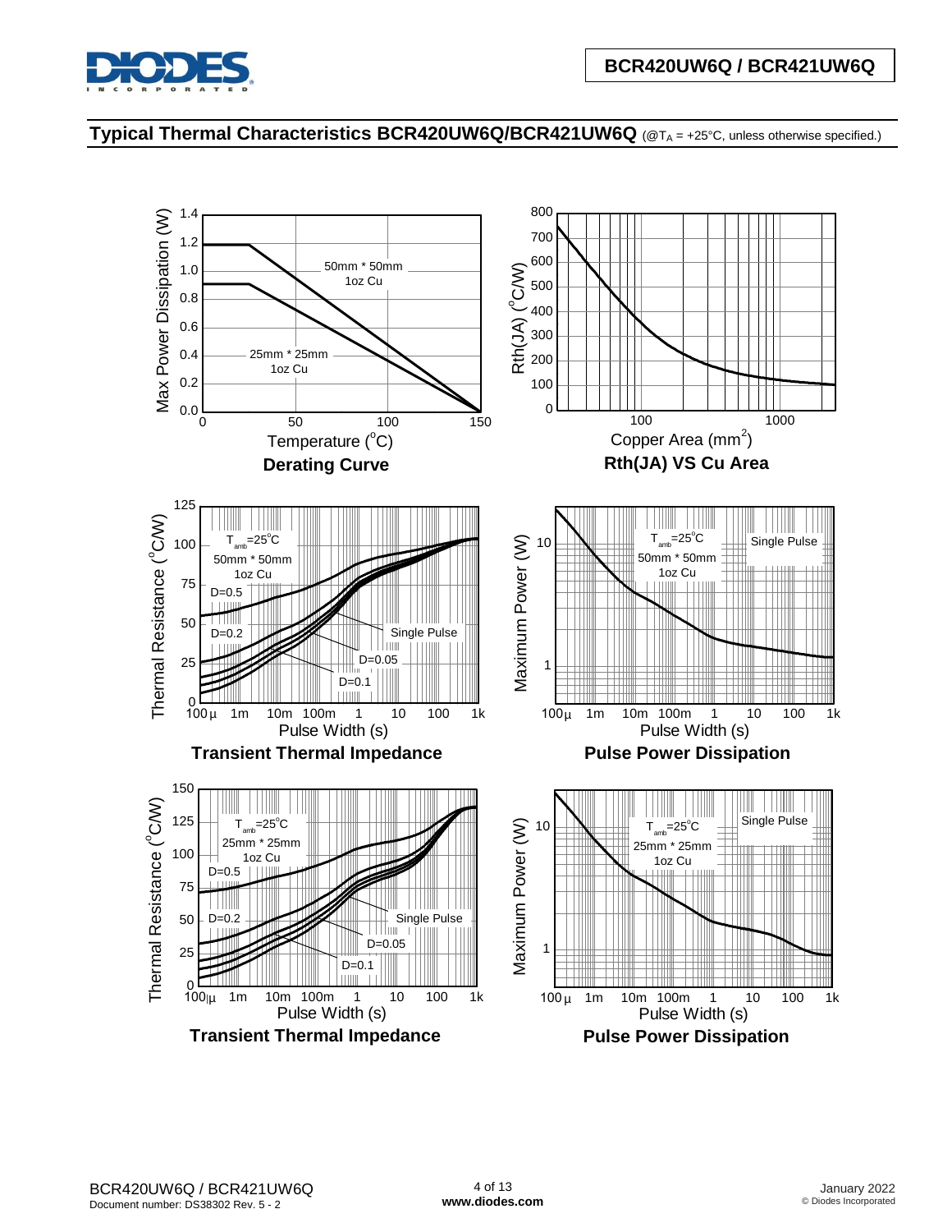## Typical Thermal Characteristics BCR420UW6Q/BCR421UW6Q (@$T_A$ = +25°C, unless otherwise specified.)

Max Power Dissipation (W)
1.4
1.2
1.0
0.8
0.6
0.4
0.2
0.0
0
50
100
150
Temperature (°C)
50mm * 50mm
1oz Cu
25mm * 25mm
1oz Cu

**Derating Curve**

Rth(JA) (°C/W)
800
700
600
500
400
300
200
100
0
100
1000
Copper Area (mm²)

**Rth(JA) VS Cu Area**

Thermal Resistance (°C/W)
125
100
75
50
25
0
100µ 1m 10m 100m 1 10 100 1k
Pulse Width (s)
$T_{amb}$=25°C
50mm * 50mm
1oz Cu
D=0.5
D=0.2
Single Pulse
D=0.05
D=0.1

**Transient Thermal Impedance**

Maximum Power (W)
10
1
100µ 1m 10m 100m 1 10 100 1k
Pulse Width (s)
$T_{amb}$=25°C
50mm * 50mm
1oz Cu
Single Pulse

**Pulse Power Dissipation**

Thermal Resistance (°C/W)
150
125
100
75
50
25
0
100µ 1m 10m 100m 1 10 100 1k
Pulse Width (s)
$T_{amb}$=25°C
25mm * 25mm
1oz Cu
D=0.5
D=0.2
Single Pulse
D=0.05
D=0.1

**Transient Thermal Impedance**

Maximum Power (W)
10
1
100µ 1m 10m 100m 1 10 100 1k
Pulse Width (s)
$T_{amb}$=25°C
25mm * 25mm
1oz Cu
Single Pulse

**Pulse Power Dissipation**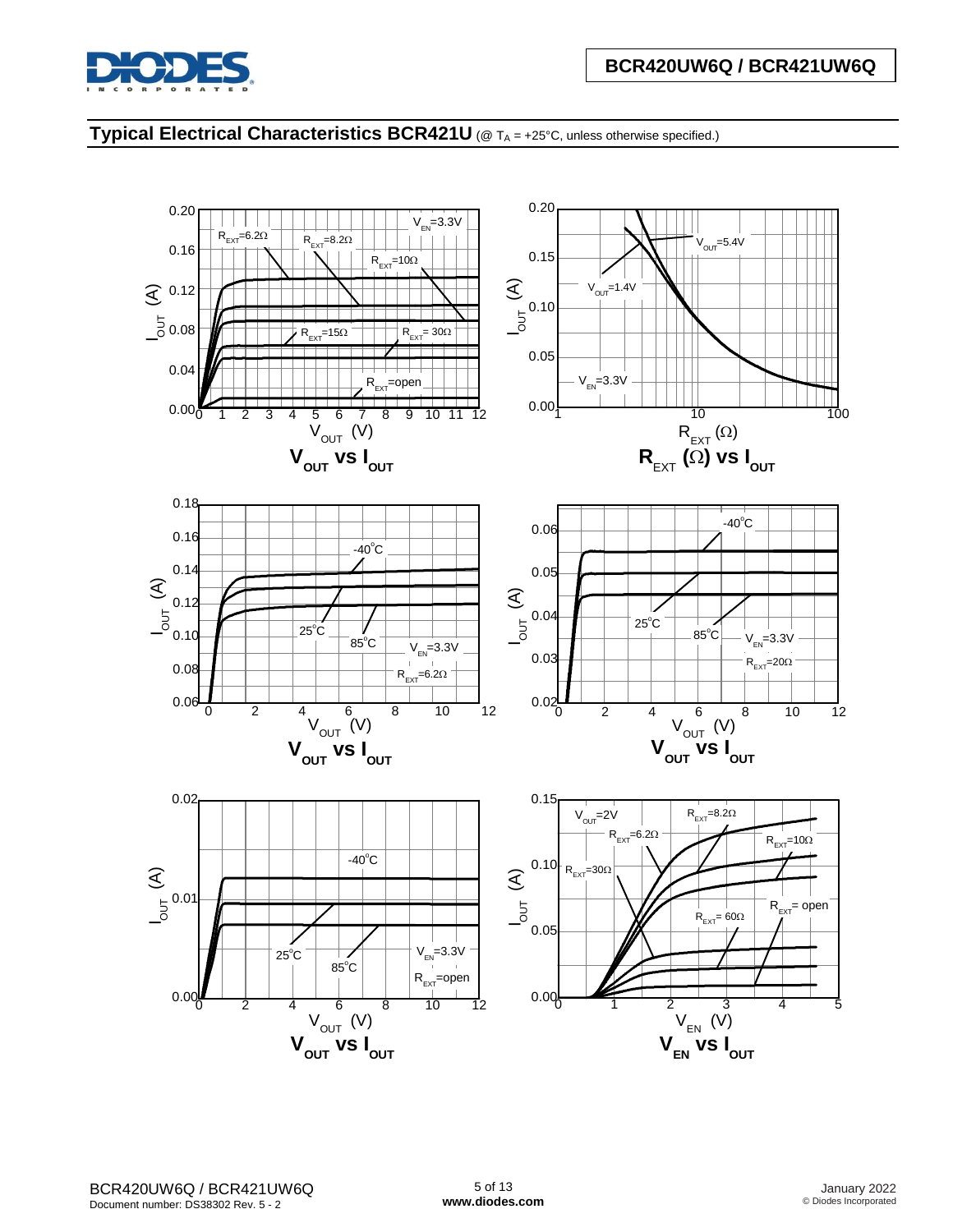## Typical Electrical Characteristics BCR421U (@ $T_A$ = +25°C, unless otherwise specified.)

0.20
0.16
0.12
0.08
0.04
0.00
0 1 2 3 4 5 6 7 8 9 10 11 12
$I_{OUT}$ (A)
$V_{OUT}$ (V)
$V_{EN}$=3.3V
$R_{EXT}$=6.2Ω
$R_{EXT}$=8.2Ω
$R_{EXT}$=10Ω
$R_{EXT}$=15Ω
$R_{EXT}$ = 30Ω
$R_{EXT}$=open

**$V_{OUT}$ vs $I_{OUT}$**

0.20
0.15
0.10
0.05
0.00
1 10 100
$I_{OUT}$ (A)
$R_{EXT}$ (Ω)
$V_{OUT}$=5.4V
$V_{OUT}$=1.4V
$V_{EN}$=3.3V

**$R_{EXT}$ (Ω) vs $I_{OUT}$**

0.18
0.16
0.14
0.12
0.10
0.08
0.06
0 2 4 6 8 10 12
$I_{OUT}$ (A)
$V_{OUT}$ (V)
-40°C
25°C
85°C
$V_{EN}$=3.3V
$R_{EXT}$=6.2Ω

**$V_{OUT}$ vs $I_{OUT}$**

0.06
0.05
0.04
0.03
0.02
0 2 4 6 8 10 12
$I_{OUT}$ (A)
$V_{OUT}$ (V)
-40°C
25°C
85°C
$V_{EN}$=3.3V
$R_{EXT}$=20Ω

**$V_{OUT}$ vs $I_{OUT}$**

0.02
0.01
0.00
0 2 4 6 8 10 12
$I_{OUT}$ (A)
$V_{OUT}$ (V)
-40°C
25°C
85°C
$V_{EN}$=3.3V
$R_{EXT}$=open

**$V_{OUT}$ vs $I_{OUT}$**

0.15
0.10
0.05
0.00
0 1 2 3 4 5
$I_{OUT}$ (A)
$V_{EN}$ (V)
$V_{OUT}$=2V
$R_{EXT}$=8.2Ω
$R_{EXT}$=6.2Ω
$R_{EXT}$=10Ω
$R_{EXT}$=30Ω
$R_{EXT}$= open
$R_{EXT}$= 60Ω

**$V_{EN}$ vs $I_{OUT}$**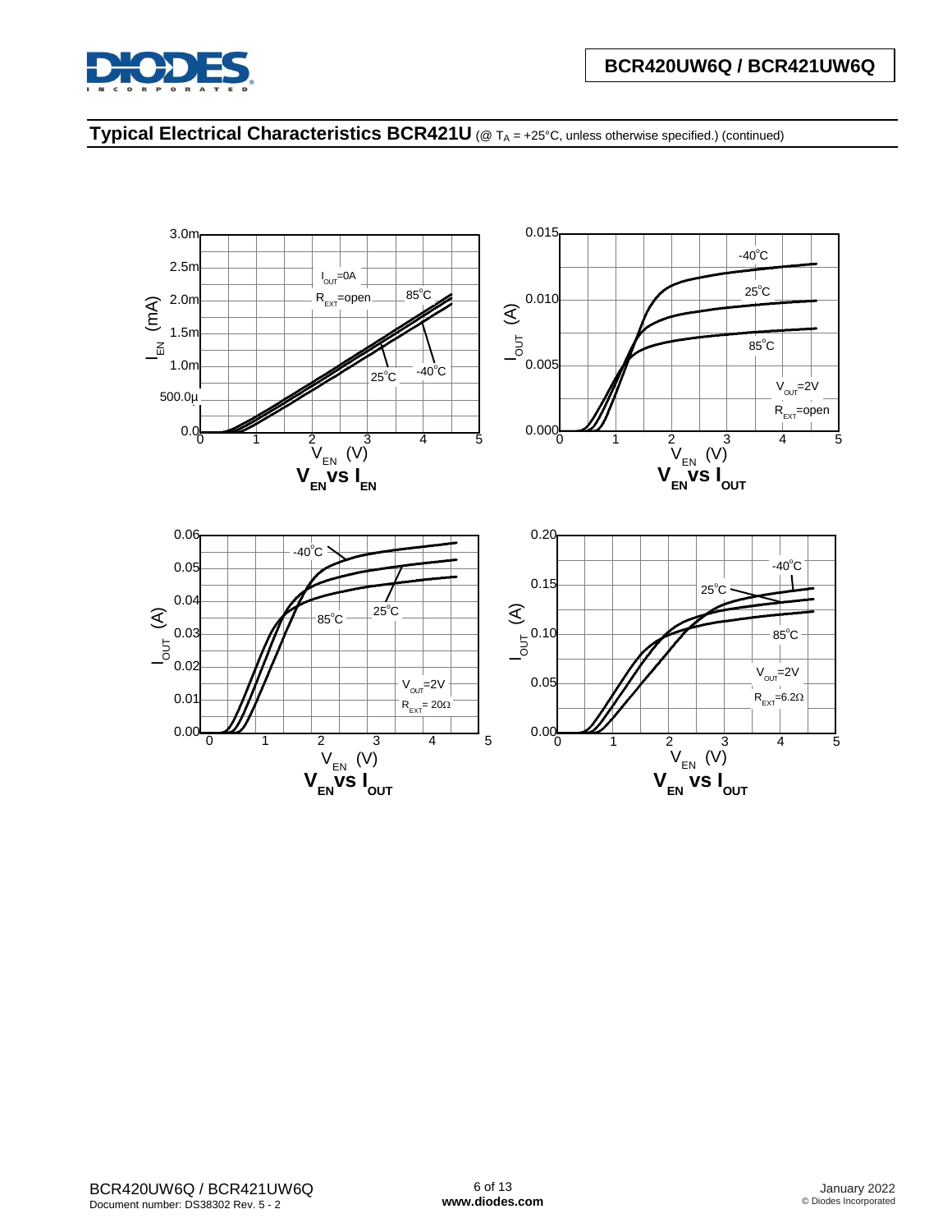## Typical Electrical Characteristics BCR421U (@ $T_A$ = +25°C, unless otherwise specified.) (continued)

3.0m
2.5m
2.0m
1.5m
1.0m
500.0µ
0.0
$I_{EN}$ (mA)
$I_{OUT}$=0A
$R_{EXT}$=open
85°C
25°C
-40°C
0 1 2 3 4 5
$V_{EN}$ (V)
**$V_{EN}$ vs $I_{EN}$**

0.015
0.010
0.005
0.000
$I_{OUT}$ (A)
-40°C
25°C
85°C
$V_{OUT}$=2V
$R_{EXT}$=open
0 1 2 3 4 5
$V_{EN}$ (V)
**$V_{EN}$ vs $I_{OUT}$**

0.06
0.05
0.04
0.03
0.02
0.01
0.00
$I_{OUT}$ (A)
-40°C
85°C
25°C
$V_{OUT}$=2V
$R_{EXT}$= 20Ω
0 1 2 3 4 5
$V_{EN}$ (V)
**$V_{EN}$ vs $I_{OUT}$**

0.20
0.15
0.10
0.05
0.00
$I_{OUT}$ (A)
-40°C
25°C
85°C
$V_{OUT}$=2V
$R_{EXT}$=6.2Ω
0 1 2 3 4 5
$V_{EN}$ (V)
**$V_{EN}$ vs $I_{OUT}$**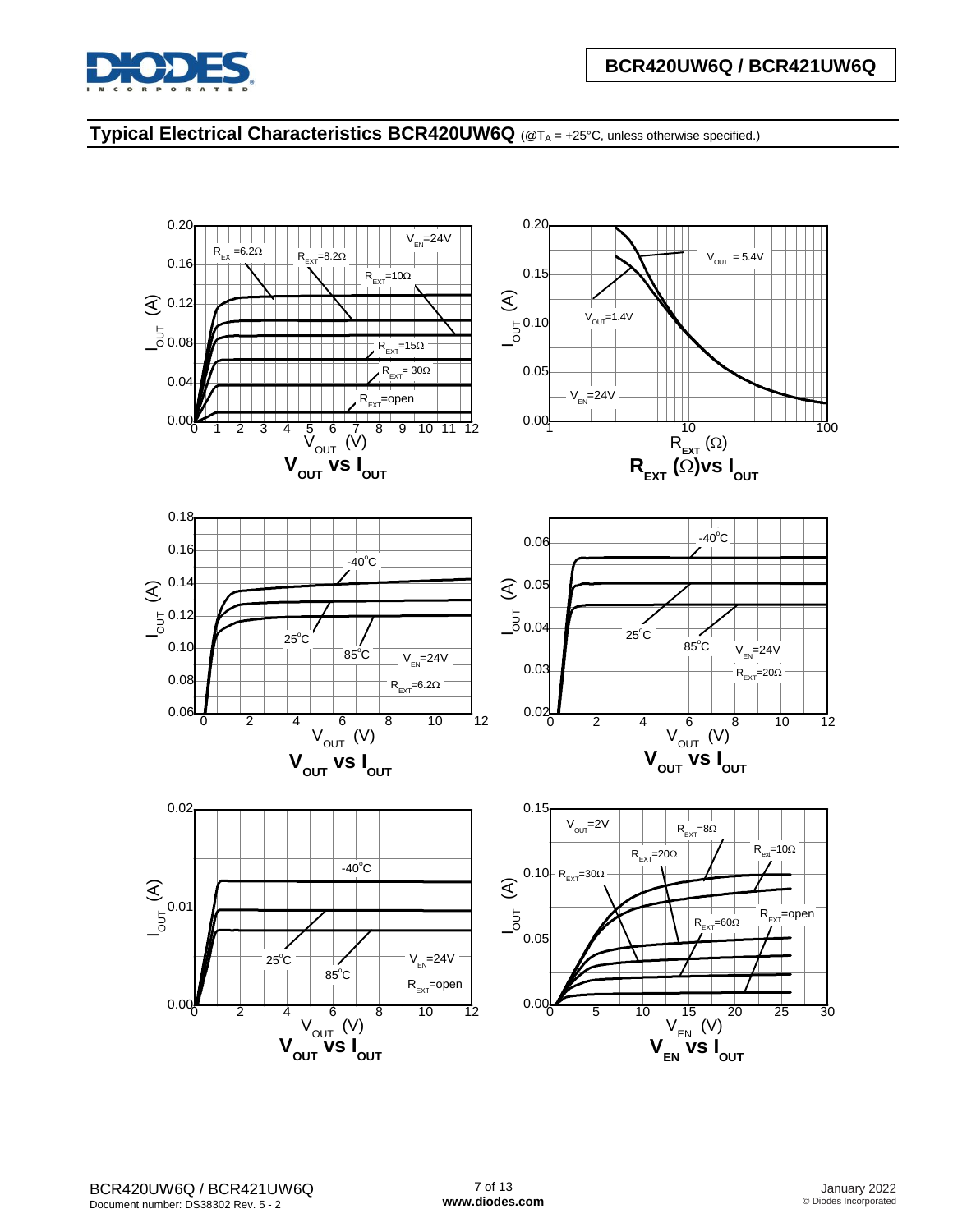## Typical Electrical Characteristics BCR420UW6Q (@$T_A$ = +25°C, unless otherwise specified.)

$V_{EN}$=24V
$R_{EXT}$=6.2Ω
$R_{EXT}$=8.2Ω
$R_{EXT}$=10Ω
$R_{EXT}$=15Ω
$R_{EXT}$= 30Ω
$R_{EXT}$=open
$I_{OUT}$ (A)
0.00 0.04 0.08 0.12 0.16 0.20
0 1 2 3 4 5 6 7 8 9 10 11 12
$V_{OUT}$ (V)

**$V_{OUT}$ vs $I_{OUT}$**

$V_{OUT}$ = 5.4V
$V_{OUT}$=1.4V
$V_{EN}$=24V
$I_{OUT}$ (A)
0.00 0.05 0.10 0.15 0.20
1 10 100
$R_{EXT}$ (Ω)

**$R_{EXT}$ (Ω)vs $I_{OUT}$**

-40°C
25°C
85°C
$V_{EN}$=24V
$R_{EXT}$=6.2Ω
$I_{OUT}$ (A)
0.06 0.08 0.10 0.12 0.14 0.16 0.18
0 2 4 6 8 10 12
$V_{OUT}$ (V)

**$V_{OUT}$ vs $I_{OUT}$**

-40°C
25°C
85°C
$V_{EN}$=24V
$R_{EXT}$=20Ω
$I_{OUT}$ (A)
0.02 0.03 0.04 0.05 0.06
0 2 4 6 8 10 12
$V_{OUT}$ (V)

**$V_{OUT}$ vs $I_{OUT}$**

-40°C
25°C
85°C
$V_{EN}$=24V
$R_{EXT}$=open
$I_{OUT}$ (A)
0.00 0.01 0.02
0 2 4 6 8 10 12
$V_{OUT}$ (V)

**$V_{OUT}$ vs $I_{OUT}$**

$V_{OUT}$=2V
$R_{EXT}$=8Ω
$R_{ext}$=10Ω
$R_{EXT}$=20Ω
$R_{EXT}$=30Ω
$R_{EXT}$=60Ω
$R_{EXT}$=open
$I_{OUT}$ (A)
0.00 0.05 0.10 0.15
0 5 10 15 20 25 30
$V_{EN}$ (V)

**$V_{EN}$ vs $I_{OUT}$**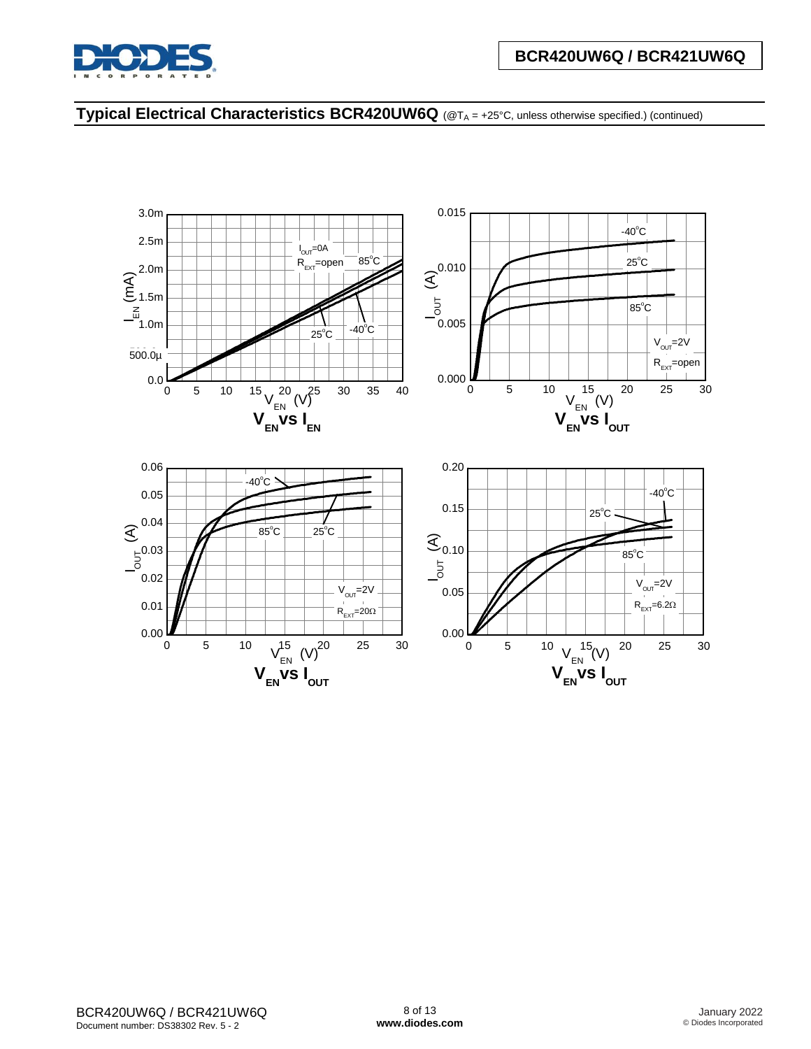## Typical Electrical Characteristics BCR420UW6Q (@$T_A$ = +25°C, unless otherwise specified.) (continued)

3.0m
2.5m
2.0m
1.5m
1.0m
500.0µ
0.0
$I_{EN}$ (mA)
$I_{OUT}$=0A
$R_{EXT}$=open
85°C
25°C
-40°C
0 5 10 15 20 25 30 35 40
$V_{EN}$ (V)

**$V_{EN}$ vs $I_{EN}$**

0.015
0.010
0.005
0.000
$I_{OUT}$ (A)
-40°C
25°C
85°C
$V_{OUT}$=2V
$R_{EXT}$=open
0 5 10 15 20 25 30
$V_{EN}$ (V)

**$V_{EN}$ vs $I_{OUT}$**

0.06
0.05
0.04
0.03
0.02
0.01
0.00
$I_{OUT}$ (A)
-40°C
85°C
25°C
$V_{OUT}$=2V
$R_{EXT}$=20Ω
0 5 10 15 20 25 30
$V_{EN}$ (V)

**$V_{EN}$ vs $I_{OUT}$**

0.20
0.15
0.10
0.05
0.00
$I_{OUT}$ (A)
-40°C
25°C
85°C
$V_{OUT}$=2V
$R_{EXT}$=6.2Ω
0 5 10 15 20 25 30
$V_{EN}$ (V)

**$V_{EN}$ vs $I_{OUT}$**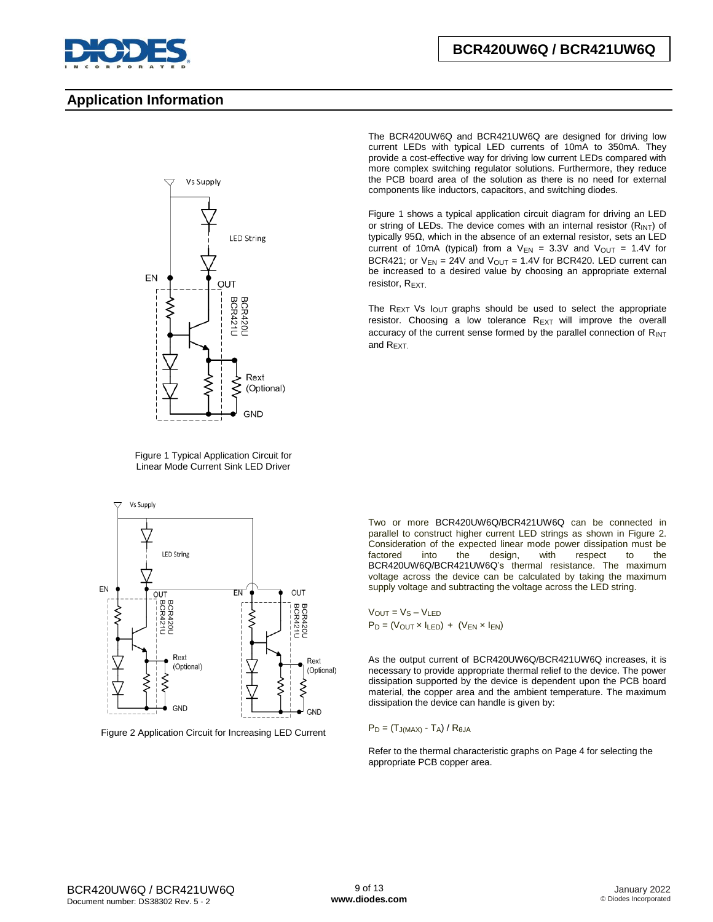## Application Information

Vs Supply

LED String

EN

OUT

BCR420U
BCR421U

Rext
(Optional)

GND

Figure 1 Typical Application Circuit for Linear Mode Current Sink LED Driver

The BCR420UW6Q and BCR421UW6Q are designed for driving low current LEDs with typical LED currents of 10mA to 350mA. They provide a cost-effective way for driving low current LEDs compared with more complex switching regulator solutions. Furthermore, they reduce the PCB board area of the solution as there is no need for external components like inductors, capacitors, and switching diodes.

Figure 1 shows a typical application circuit diagram for driving an LED or string of LEDs. The device comes with an internal resistor ($R_{INT}$) of typically 95Ω, which in the absence of an external resistor, sets an LED current of 10mA (typical) from a $V_{EN}$ = 3.3V and $V_{OUT}$ = 1.4V for BCR421; or $V_{EN}$ = 24V and $V_{OUT}$ = 1.4V for BCR420. LED current can be increased to a desired value by choosing an appropriate external resistor, $R_{EXT}$.

The $R_{EXT}$ Vs $I_{OUT}$ graphs should be used to select the appropriate resistor. Choosing a low tolerance $R_{EXT}$ will improve the overall accuracy of the current sense formed by the parallel connection of $R_{INT}$ and $R_{EXT}$.

Vs Supply

LED String

EN

OUT

BCR420U
BCR421U

Rext
(Optional)

GND

EN

OUT

BCR420U
BCR421U

Rext
(Optional)

GND

Figure 2 Application Circuit for Increasing LED Current

Two or more BCR420UW6Q/BCR421UW6Q can be connected in parallel to construct higher current LED strings as shown in Figure 2. Consideration of the expected linear mode power dissipation must be factored into the design, with respect to the BCR420UW6Q/BCR421UW6Q's thermal resistance. The maximum voltage across the device can be calculated by taking the maximum supply voltage and subtracting the voltage across the LED string.

$V_{OUT} = V_S – V_{LED}$

$P_D = (V_{OUT} \times I_{LED}) + (V_{EN} \times I_{EN})$

As the output current of BCR420UW6Q/BCR421UW6Q increases, it is necessary to provide appropriate thermal relief to the device. The power dissipation supported by the device is dependent upon the PCB board material, the copper area and the ambient temperature. The maximum dissipation the device can handle is given by:

$P_D = (T_{J(MAX)} - T_A) / R_{\theta JA}$

Refer to the thermal characteristic graphs on Page 4 for selecting the appropriate PCB copper area.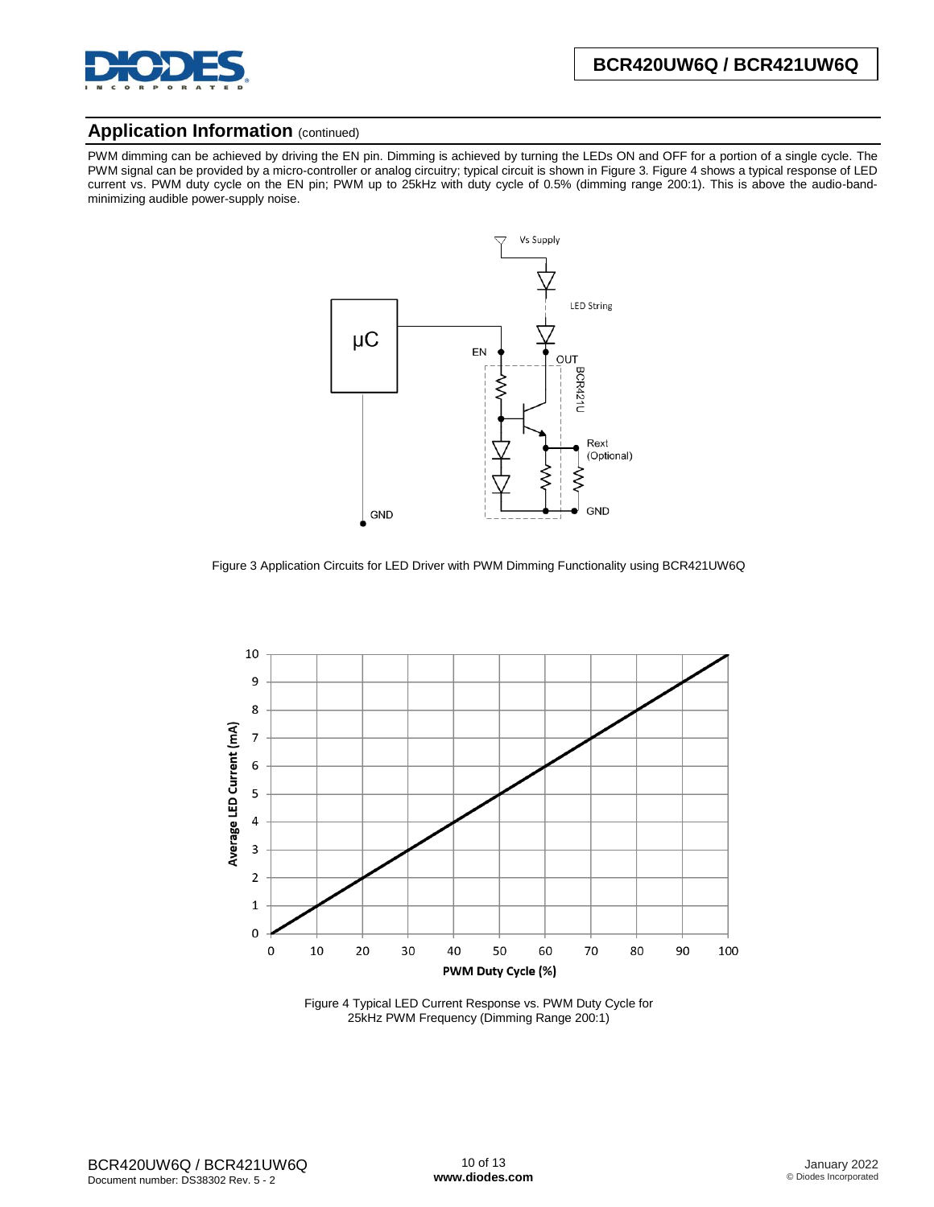## Application Information (continued)

PWM dimming can be achieved by driving the EN pin. Dimming is achieved by turning the LEDs ON and OFF for a portion of a single cycle. The PWM signal can be provided by a micro-controller or analog circuitry; typical circuit is shown in Figure 3. Figure 4 shows a typical response of LED current vs. PWM duty cycle on the EN pin; PWM up to 25kHz with duty cycle of 0.5% (dimming range 200:1). This is above the audio-band-minimizing audible power-supply noise.

Vs Supply
LED String
μC
EN
OUT
BCR421U
Rext
(Optional)
GND
GND

Figure 3 Application Circuits for LED Driver with PWM Dimming Functionality using BCR421UW6Q

Average LED Current (mA)
0
1
2
3
4
5
6
7
8
9
10
PWM Duty Cycle (%)
0
10
20
30
40
50
60
70
80
90
100

Figure 4 Typical LED Current Response vs. PWM Duty Cycle for 25kHz PWM Frequency (Dimming Range 200:1)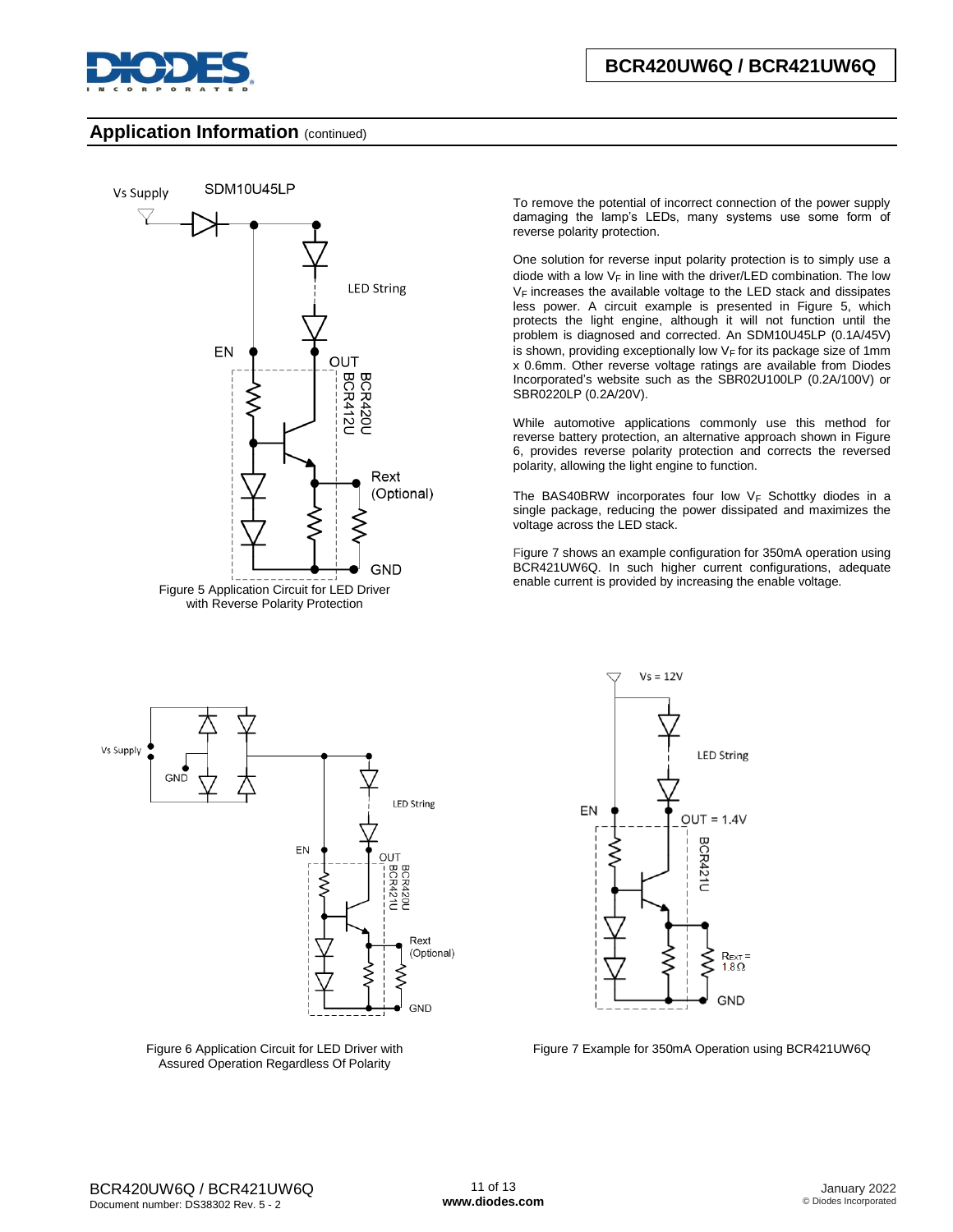## Application Information (continued)

Vs Supply

SDM10U45LP

LED String

EN

OUT

BCR420U
BCR412U

Rext
(Optional)

GND

Figure 5 Application Circuit for LED Driver with Reverse Polarity Protection

To remove the potential of incorrect connection of the power supply damaging the lamp's LEDs, many systems use some form of reverse polarity protection.

One solution for reverse input polarity protection is to simply use a diode with a low $V_F$ in line with the driver/LED combination. The low $V_F$ increases the available voltage to the LED stack and dissipates less power. A circuit example is presented in Figure 5, which protects the light engine, although it will not function until the problem is diagnosed and corrected. An SDM10U45LP (0.1A/45V) is shown, providing exceptionally low $V_F$ for its package size of 1mm x 0.6mm. Other reverse voltage ratings are available from Diodes Incorporated's website such as the SBR02U100LP (0.2A/100V) or SBR0220LP (0.2A/20V).

While automotive applications commonly use this method for reverse battery protection, an alternative approach shown in Figure 6, provides reverse polarity protection and corrects the reversed polarity, allowing the light engine to function.

The BAS40BRW incorporates four low $V_F$ Schottky diodes in a single package, reducing the power dissipated and maximizes the voltage across the LED stack.

Figure 7 shows an example configuration for 350mA operation using BCR421UW6Q. In such higher current configurations, adequate enable current is provided by increasing the enable voltage.

Vs Supply

GND

LED String

EN

OUT

BCR420U
BCR421U

Rext
(Optional)

GND

Figure 6 Application Circuit for LED Driver with Assured Operation Regardless Of Polarity

Vs = 12V

LED String

EN

OUT = 1.4V

BCR421U

$R_{EXT}$ = 1.8Ω

GND

Figure 7 Example for 350mA Operation using BCR421UW6Q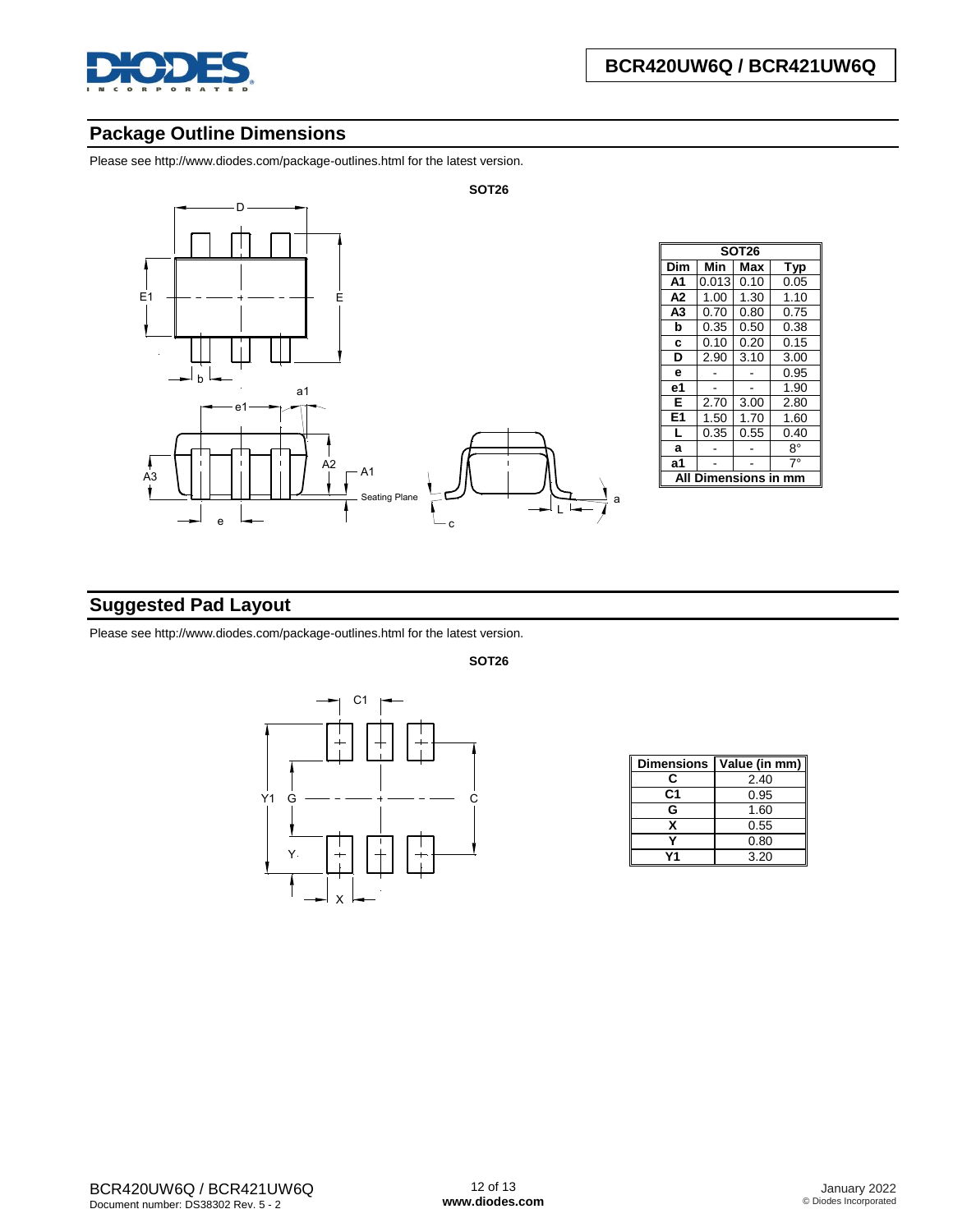## Package Outline Dimensions

Please see http://www.diodes.com/package-outlines.html for the latest version.

**SOT26**

D

E1

E

b

e1

a1

A3

A2

A1

Seating Plane

e

c

L

a

| SOT26 | | | |
|---|---|---|---|
| **Dim** | **Min** | **Max** | **Typ** |
| **A1** | 0.013 | 0.10 | 0.05 |
| **A2** | 1.00 | 1.30 | 1.10 |
| **A3** | 0.70 | 0.80 | 0.75 |
| **b** | 0.35 | 0.50 | 0.38 |
| **c** | 0.10 | 0.20 | 0.15 |
| **D** | 2.90 | 3.10 | 3.00 |
| **e** | - | - | 0.95 |
| **e1** | - | - | 1.90 |
| **E** | 2.70 | 3.00 | 2.80 |
| **E1** | 1.50 | 1.70 | 1.60 |
| **L** | 0.35 | 0.55 | 0.40 |
| **a** | - | - | 8° |
| **a1** | - | - | 7° |
| **All Dimensions in mm** | | | |

## Suggested Pad Layout

Please see http://www.diodes.com/package-outlines.html for the latest version.

**SOT26**

C1

Y1

G

C

Y

X

| Dimensions | Value (in mm) |
|---|---|
| **C** | 2.40 |
| **C1** | 0.95 |
| **G** | 1.60 |
| **X** | 0.55 |
| **Y** | 0.80 |
| **Y1** | 3.20 |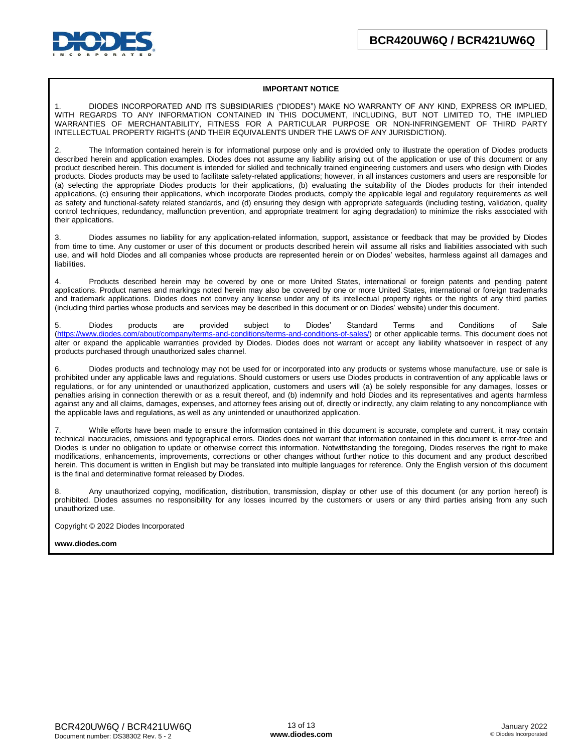**IMPORTANT NOTICE**

1. DIODES INCORPORATED AND ITS SUBSIDIARIES ("DIODES") MAKE NO WARRANTY OF ANY KIND, EXPRESS OR IMPLIED, WITH REGARDS TO ANY INFORMATION CONTAINED IN THIS DOCUMENT, INCLUDING, BUT NOT LIMITED TO, THE IMPLIED WARRANTIES OF MERCHANTABILITY, FITNESS FOR A PARTICULAR PURPOSE OR NON-INFRINGEMENT OF THIRD PARTY INTELLECTUAL PROPERTY RIGHTS (AND THEIR EQUIVALENTS UNDER THE LAWS OF ANY JURISDICTION).

2. The Information contained herein is for informational purpose only and is provided only to illustrate the operation of Diodes products described herein and application examples. Diodes does not assume any liability arising out of the application or use of this document or any product described herein. This document is intended for skilled and technically trained engineering customers and users who design with Diodes products. Diodes products may be used to facilitate safety-related applications; however, in all instances customers and users are responsible for (a) selecting the appropriate Diodes products for their applications, (b) evaluating the suitability of the Diodes products for their intended applications, (c) ensuring their applications, which incorporate Diodes products, comply the applicable legal and regulatory requirements as well as safety and functional-safety related standards, and (d) ensuring they design with appropriate safeguards (including testing, validation, quality control techniques, redundancy, malfunction prevention, and appropriate treatment for aging degradation) to minimize the risks associated with their applications.

3. Diodes assumes no liability for any application-related information, support, assistance or feedback that may be provided by Diodes from time to time. Any customer or user of this document or products described herein will assume all risks and liabilities associated with such use, and will hold Diodes and all companies whose products are represented herein or on Diodes' websites, harmless against all damages and liabilities.

4. Products described herein may be covered by one or more United States, international or foreign patents and pending patent applications. Product names and markings noted herein may also be covered by one or more United States, international or foreign trademarks and trademark applications. Diodes does not convey any license under any of its intellectual property rights or the rights of any third parties (including third parties whose products and services may be described in this document or on Diodes' website) under this document.

5. Diodes products are provided subject to Diodes' Standard Terms and Conditions of Sale (https://www.diodes.com/about/company/terms-and-conditions/terms-and-conditions-of-sales/) or other applicable terms. This document does not alter or expand the applicable warranties provided by Diodes. Diodes does not warrant or accept any liability whatsoever in respect of any products purchased through unauthorized sales channel.

6. Diodes products and technology may not be used for or incorporated into any products or systems whose manufacture, use or sale is prohibited under any applicable laws and regulations. Should customers or users use Diodes products in contravention of any applicable laws or regulations, or for any unintended or unauthorized application, customers and users will (a) be solely responsible for any damages, losses or penalties arising in connection therewith or as a result thereof, and (b) indemnify and hold Diodes and its representatives and agents harmless against any and all claims, damages, expenses, and attorney fees arising out of, directly or indirectly, any claim relating to any noncompliance with the applicable laws and regulations, as well as any unintended or unauthorized application.

7. While efforts have been made to ensure the information contained in this document is accurate, complete and current, it may contain technical inaccuracies, omissions and typographical errors. Diodes does not warrant that information contained in this document is error-free and Diodes is under no obligation to update or otherwise correct this information. Notwithstanding the foregoing, Diodes reserves the right to make modifications, enhancements, improvements, corrections or other changes without further notice to this document and any product described herein. This document is written in English but may be translated into multiple languages for reference. Only the English version of this document is the final and determinative format released by Diodes.

8. Any unauthorized copying, modification, distribution, transmission, display or other use of this document (or any portion hereof) is prohibited. Diodes assumes no responsibility for any losses incurred by the customers or users or any third parties arising from any such unauthorized use.

Copyright © 2022 Diodes Incorporated

**www.diodes.com**